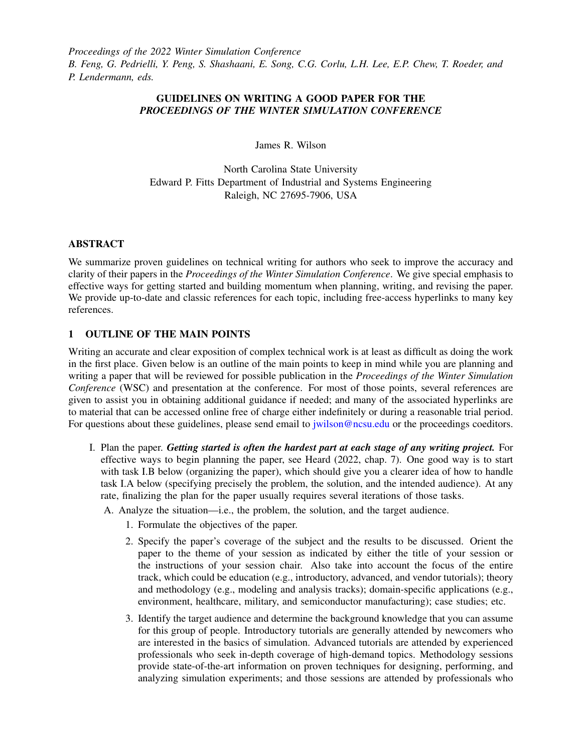*Proceedings of the 2022 Winter Simulation Conference*
*B. Feng, G. Pedrielli, Y. Peng, S. Shashaani, E. Song, C.G. Corlu, L.H. Lee, E.P. Chew, T. Roeder, and P. Lendermann, eds.*

# GUIDELINES ON WRITING A GOOD PAPER FOR THE *PROCEEDINGS OF THE WINTER SIMULATION CONFERENCE*

James R. Wilson

North Carolina State University
Edward P. Fitts Department of Industrial and Systems Engineering
Raleigh, NC 27695-7906, USA

## ABSTRACT

We summarize proven guidelines on technical writing for authors who seek to improve the accuracy and clarity of their papers in the *Proceedings of the Winter Simulation Conference*. We give special emphasis to effective ways for getting started and building momentum when planning, writing, and revising the paper. We provide up-to-date and classic references for each topic, including free-access hyperlinks to many key references.

## 1 OUTLINE OF THE MAIN POINTS

Writing an accurate and clear exposition of complex technical work is at least as difficult as doing the work in the first place. Given below is an outline of the main points to keep in mind while you are planning and writing a paper that will be reviewed for possible publication in the *Proceedings of the Winter Simulation Conference* (WSC) and presentation at the conference. For most of those points, several references are given to assist you in obtaining additional guidance if needed; and many of the associated hyperlinks are to material that can be accessed online free of charge either indefinitely or during a reasonable trial period. For questions about these guidelines, please send email to jwilson@ncsu.edu or the proceedings coeditors.

I. Plan the paper. ***Getting started is often the hardest part at each stage of any writing project.*** For effective ways to begin planning the paper, see Heard (2022, chap. 7). One good way is to start with task I.B below (organizing the paper), which should give you a clearer idea of how to handle task I.A below (specifying precisely the problem, the solution, and the intended audience). At any rate, finalizing the plan for the paper usually requires several iterations of those tasks.

   A. Analyze the situation—i.e., the problem, the solution, and the target audience.

      1. Formulate the objectives of the paper.

      2. Specify the paper's coverage of the subject and the results to be discussed. Orient the paper to the theme of your session as indicated by either the title of your session or the instructions of your session chair. Also take into account the focus of the entire track, which could be education (e.g., introductory, advanced, and vendor tutorials); theory and methodology (e.g., modeling and analysis tracks); domain-specific applications (e.g., environment, healthcare, military, and semiconductor manufacturing); case studies; etc.

      3. Identify the target audience and determine the background knowledge that you can assume for this group of people. Introductory tutorials are generally attended by newcomers who are interested in the basics of simulation. Advanced tutorials are attended by experienced professionals who seek in-depth coverage of high-demand topics. Methodology sessions provide state-of-the-art information on proven techniques for designing, performing, and analyzing simulation experiments; and those sessions are attended by professionals who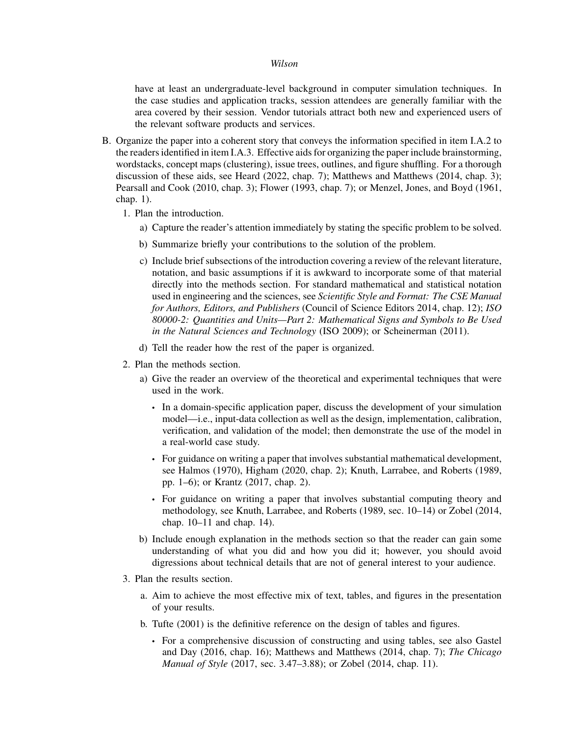have at least an undergraduate-level background in computer simulation techniques. In the case studies and application tracks, session attendees are generally familiar with the area covered by their session. Vendor tutorials attract both new and experienced users of the relevant software products and services.

B. Organize the paper into a coherent story that conveys the information specified in item I.A.2 to the readers identified in item I.A.3. Effective aids for organizing the paper include brainstorming, wordstacks, concept maps (clustering), issue trees, outlines, and figure shuffling. For a thorough discussion of these aids, see Heard (2022, chap. 7); Matthews and Matthews (2014, chap. 3); Pearsall and Cook (2010, chap. 3); Flower (1993, chap. 7); or Menzel, Jones, and Boyd (1961, chap. 1).

   1. Plan the introduction.

      a) Capture the reader's attention immediately by stating the specific problem to be solved.

      b) Summarize briefly your contributions to the solution of the problem.

      c) Include brief subsections of the introduction covering a review of the relevant literature, notation, and basic assumptions if it is awkward to incorporate some of that material directly into the methods section. For standard mathematical and statistical notation used in engineering and the sciences, see *Scientific Style and Format: The CSE Manual for Authors, Editors, and Publishers* (Council of Science Editors 2014, chap. 12); *ISO 80000-2: Quantities and Units—Part 2: Mathematical Signs and Symbols to Be Used in the Natural Sciences and Technology* (ISO 2009); or Scheinerman (2011).

      d) Tell the reader how the rest of the paper is organized.

   2. Plan the methods section.

      a) Give the reader an overview of the theoretical and experimental techniques that were used in the work.

         - In a domain-specific application paper, discuss the development of your simulation model—i.e., input-data collection as well as the design, implementation, calibration, verification, and validation of the model; then demonstrate the use of the model in a real-world case study.

         - For guidance on writing a paper that involves substantial mathematical development, see Halmos (1970), Higham (2020, chap. 2); Knuth, Larrabee, and Roberts (1989, pp. 1–6); or Krantz (2017, chap. 2).

         - For guidance on writing a paper that involves substantial computing theory and methodology, see Knuth, Larrabee, and Roberts (1989, sec. 10–14) or Zobel (2014, chap. 10–11 and chap. 14).

      b) Include enough explanation in the methods section so that the reader can gain some understanding of what you did and how you did it; however, you should avoid digressions about technical details that are not of general interest to your audience.

   3. Plan the results section.

      a. Aim to achieve the most effective mix of text, tables, and figures in the presentation of your results.

      b. Tufte (2001) is the definitive reference on the design of tables and figures.

         - For a comprehensive discussion of constructing and using tables, see also Gastel and Day (2016, chap. 16); Matthews and Matthews (2014, chap. 7); *The Chicago Manual of Style* (2017, sec. 3.47–3.88); or Zobel (2014, chap. 11).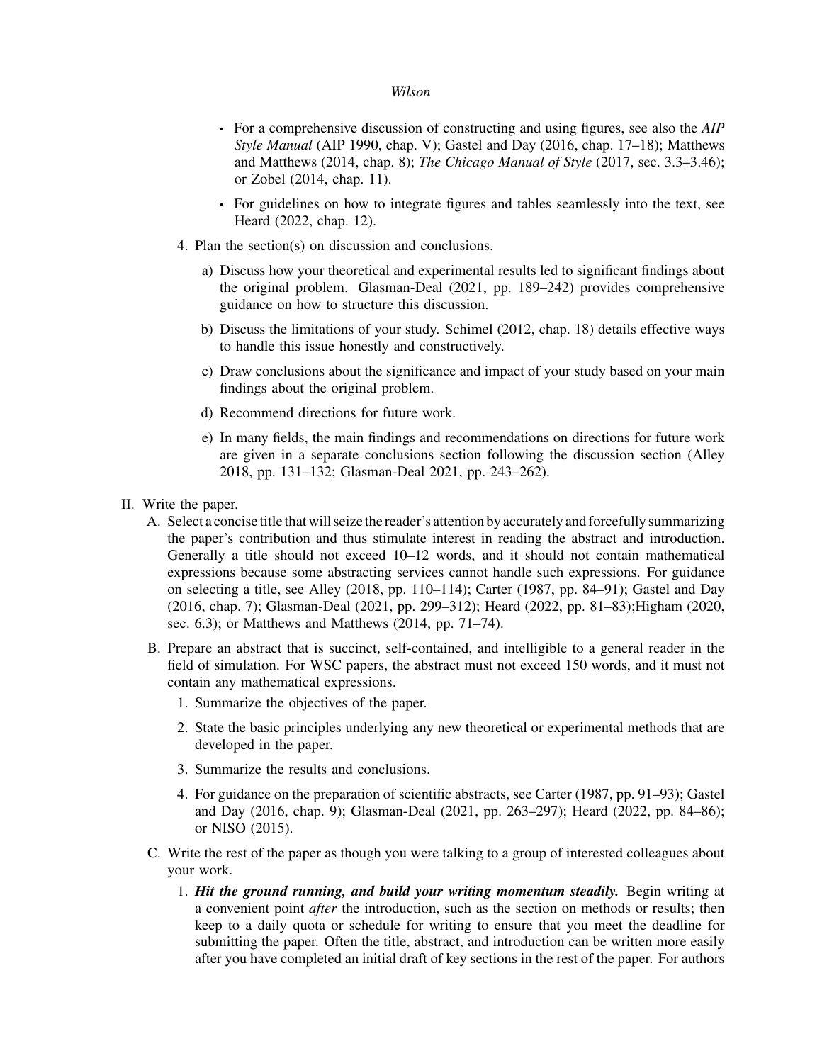- For a comprehensive discussion of constructing and using figures, see also the *AIP Style Manual* (AIP 1990, chap. V); Gastel and Day (2016, chap. 17–18); Matthews and Matthews (2014, chap. 8); *The Chicago Manual of Style* (2017, sec. 3.3–3.46); or Zobel (2014, chap. 11).
- For guidelines on how to integrate figures and tables seamlessly into the text, see Heard (2022, chap. 12).

4. Plan the section(s) on discussion and conclusions.

   a) Discuss how your theoretical and experimental results led to significant findings about the original problem. Glasman-Deal (2021, pp. 189–242) provides comprehensive guidance on how to structure this discussion.

   b) Discuss the limitations of your study. Schimel (2012, chap. 18) details effective ways to handle this issue honestly and constructively.

   c) Draw conclusions about the significance and impact of your study based on your main findings about the original problem.

   d) Recommend directions for future work.

   e) In many fields, the main findings and recommendations on directions for future work are given in a separate conclusions section following the discussion section (Alley 2018, pp. 131–132; Glasman-Deal 2021, pp. 243–262).

II. Write the paper.

A. Select a concise title that will seize the reader's attention by accurately and forcefully summarizing the paper's contribution and thus stimulate interest in reading the abstract and introduction. Generally a title should not exceed 10–12 words, and it should not contain mathematical expressions because some abstracting services cannot handle such expressions. For guidance on selecting a title, see Alley (2018, pp. 110–114); Carter (1987, pp. 84–91); Gastel and Day (2016, chap. 7); Glasman-Deal (2021, pp. 299–312); Heard (2022, pp. 81–83);Higham (2020, sec. 6.3); or Matthews and Matthews (2014, pp. 71–74).

B. Prepare an abstract that is succinct, self-contained, and intelligible to a general reader in the field of simulation. For WSC papers, the abstract must not exceed 150 words, and it must not contain any mathematical expressions.

   1. Summarize the objectives of the paper.
   2. State the basic principles underlying any new theoretical or experimental methods that are developed in the paper.
   3. Summarize the results and conclusions.
   4. For guidance on the preparation of scientific abstracts, see Carter (1987, pp. 91–93); Gastel and Day (2016, chap. 9); Glasman-Deal (2021, pp. 263–297); Heard (2022, pp. 84–86); or NISO (2015).

C. Write the rest of the paper as though you were talking to a group of interested colleagues about your work.

   1. ***Hit the ground running, and build your writing momentum steadily.*** Begin writing at a convenient point *after* the introduction, such as the section on methods or results; then keep to a daily quota or schedule for writing to ensure that you meet the deadline for submitting the paper. Often the title, abstract, and introduction can be written more easily after you have completed an initial draft of key sections in the rest of the paper. For authors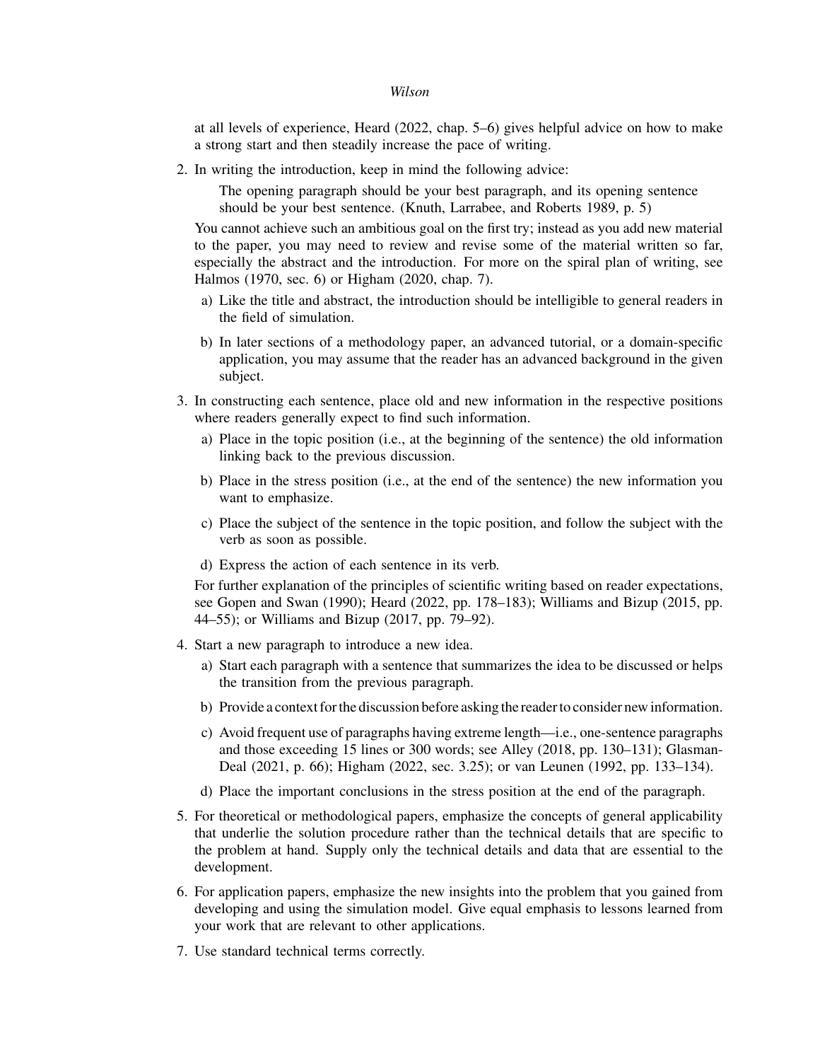at all levels of experience, Heard (2022, chap. 5–6) gives helpful advice on how to make a strong start and then steadily increase the pace of writing.

2. In writing the introduction, keep in mind the following advice:

   > The opening paragraph should be your best paragraph, and its opening sentence should be your best sentence. (Knuth, Larrabee, and Roberts 1989, p. 5)

   You cannot achieve such an ambitious goal on the first try; instead as you add new material to the paper, you may need to review and revise some of the material written so far, especially the abstract and the introduction. For more on the spiral plan of writing, see Halmos (1970, sec. 6) or Higham (2020, chap. 7).

   a) Like the title and abstract, the introduction should be intelligible to general readers in the field of simulation.

   b) In later sections of a methodology paper, an advanced tutorial, or a domain-specific application, you may assume that the reader has an advanced background in the given subject.

3. In constructing each sentence, place old and new information in the respective positions where readers generally expect to find such information.

   a) Place in the topic position (i.e., at the beginning of the sentence) the old information linking back to the previous discussion.

   b) Place in the stress position (i.e., at the end of the sentence) the new information you want to emphasize.

   c) Place the subject of the sentence in the topic position, and follow the subject with the verb as soon as possible.

   d) Express the action of each sentence in its verb.

   For further explanation of the principles of scientific writing based on reader expectations, see Gopen and Swan (1990); Heard (2022, pp. 178–183); Williams and Bizup (2015, pp. 44–55); or Williams and Bizup (2017, pp. 79–92).

4. Start a new paragraph to introduce a new idea.

   a) Start each paragraph with a sentence that summarizes the idea to be discussed or helps the transition from the previous paragraph.

   b) Provide a context for the discussion before asking the reader to consider new information.

   c) Avoid frequent use of paragraphs having extreme length—i.e., one-sentence paragraphs and those exceeding 15 lines or 300 words; see Alley (2018, pp. 130–131); Glasman-Deal (2021, p. 66); Higham (2022, sec. 3.25); or van Leunen (1992, pp. 133–134).

   d) Place the important conclusions in the stress position at the end of the paragraph.

5. For theoretical or methodological papers, emphasize the concepts of general applicability that underlie the solution procedure rather than the technical details that are specific to the problem at hand. Supply only the technical details and data that are essential to the development.

6. For application papers, emphasize the new insights into the problem that you gained from developing and using the simulation model. Give equal emphasis to lessons learned from your work that are relevant to other applications.

7. Use standard technical terms correctly.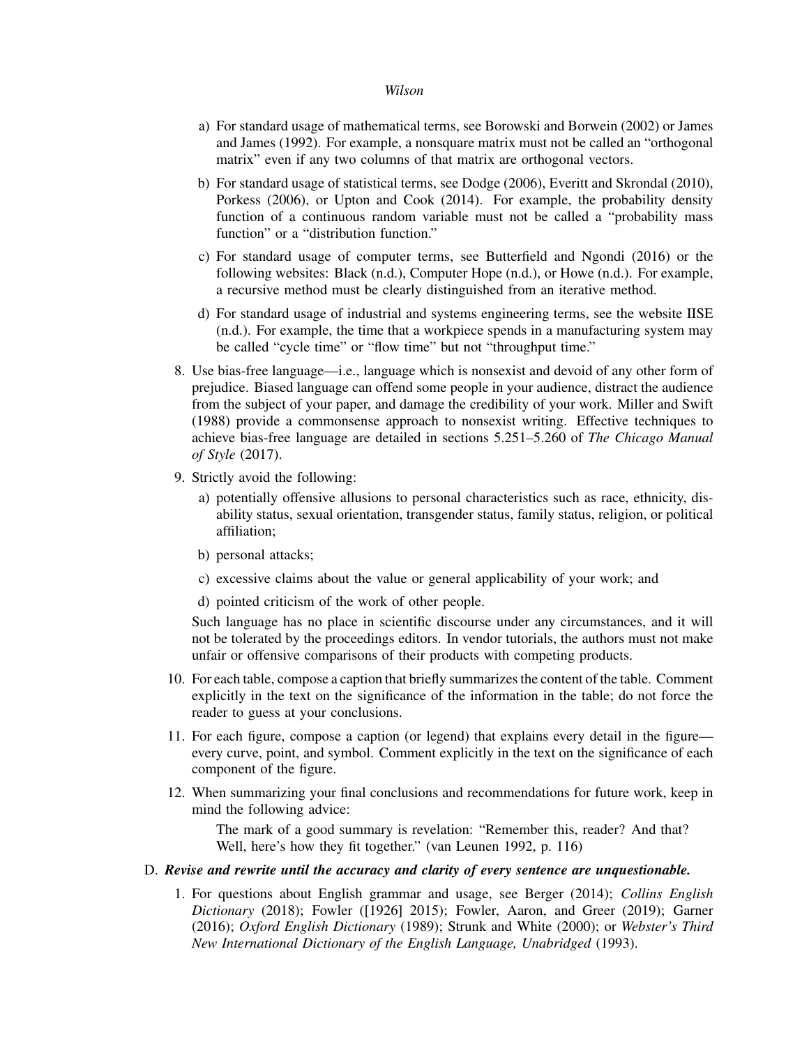a) For standard usage of mathematical terms, see Borowski and Borwein (2002) or James and James (1992). For example, a nonsquare matrix must not be called an "orthogonal matrix" even if any two columns of that matrix are orthogonal vectors.

   b) For standard usage of statistical terms, see Dodge (2006), Everitt and Skrondal (2010), Porkess (2006), or Upton and Cook (2014). For example, the probability density function of a continuous random variable must not be called a "probability mass function" or a "distribution function."

   c) For standard usage of computer terms, see Butterfield and Ngondi (2016) or the following websites: Black (n.d.), Computer Hope (n.d.), or Howe (n.d.). For example, a recursive method must be clearly distinguished from an iterative method.

   d) For standard usage of industrial and systems engineering terms, see the website IISE (n.d.). For example, the time that a workpiece spends in a manufacturing system may be called "cycle time" or "flow time" but not "throughput time."

8. Use bias-free language—i.e., language which is nonsexist and devoid of any other form of prejudice. Biased language can offend some people in your audience, distract the audience from the subject of your paper, and damage the credibility of your work. Miller and Swift (1988) provide a commonsense approach to nonsexist writing. Effective techniques to achieve bias-free language are detailed in sections 5.251–5.260 of *The Chicago Manual of Style* (2017).

9. Strictly avoid the following:

   a) potentially offensive allusions to personal characteristics such as race, ethnicity, disability status, sexual orientation, transgender status, family status, religion, or political affiliation;

   b) personal attacks;

   c) excessive claims about the value or general applicability of your work; and

   d) pointed criticism of the work of other people.

   Such language has no place in scientific discourse under any circumstances, and it will not be tolerated by the proceedings editors. In vendor tutorials, the authors must not make unfair or offensive comparisons of their products with competing products.

10. For each table, compose a caption that briefly summarizes the content of the table. Comment explicitly in the text on the significance of the information in the table; do not force the reader to guess at your conclusions.

11. For each figure, compose a caption (or legend) that explains every detail in the figure—every curve, point, and symbol. Comment explicitly in the text on the significance of each component of the figure.

12. When summarizing your final conclusions and recommendations for future work, keep in mind the following advice:

    > The mark of a good summary is revelation: "Remember this, reader? And that? Well, here's how they fit together." (van Leunen 1992, p. 116)

D. ***Revise and rewrite until the accuracy and clarity of every sentence are unquestionable.***

1. For questions about English grammar and usage, see Berger (2014); *Collins English Dictionary* (2018); Fowler ([1926] 2015); Fowler, Aaron, and Greer (2019); Garner (2016); *Oxford English Dictionary* (1989); Strunk and White (2000); or *Webster's Third New International Dictionary of the English Language, Unabridged* (1993).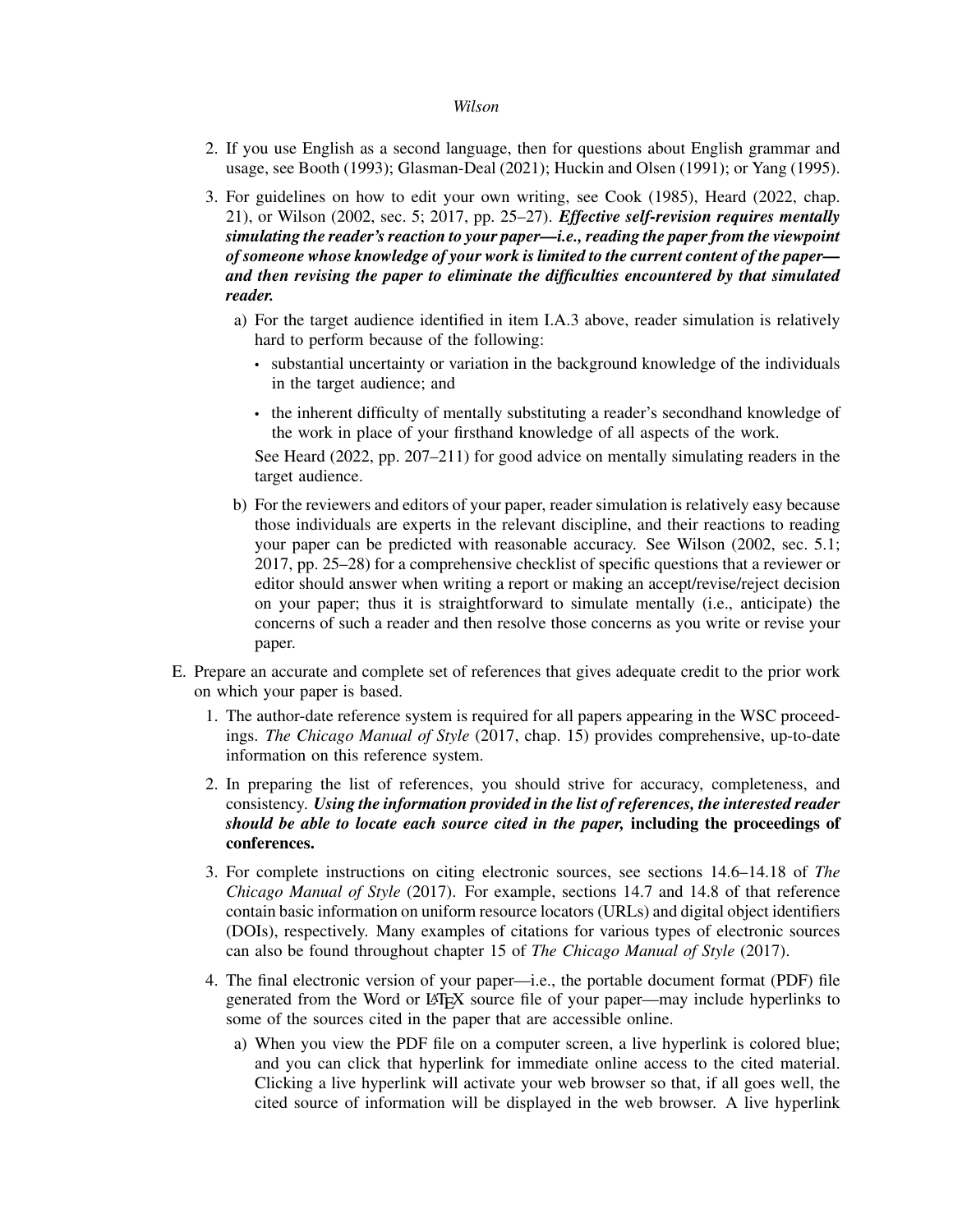2. If you use English as a second language, then for questions about English grammar and usage, see Booth (1993); Glasman-Deal (2021); Huckin and Olsen (1991); or Yang (1995).

3. For guidelines on how to edit your own writing, see Cook (1985), Heard (2022, chap. 21), or Wilson (2002, sec. 5; 2017, pp. 25–27). ***Effective self-revision requires mentally simulating the reader's reaction to your paper—i.e., reading the paper from the viewpoint of someone whose knowledge of your work is limited to the current content of the paper—and then revising the paper to eliminate the difficulties encountered by that simulated reader.***

   a) For the target audience identified in item I.A.3 above, reader simulation is relatively hard to perform because of the following:

      - substantial uncertainty or variation in the background knowledge of the individuals in the target audience; and
      - the inherent difficulty of mentally substituting a reader's secondhand knowledge of the work in place of your firsthand knowledge of all aspects of the work.

      See Heard (2022, pp. 207–211) for good advice on mentally simulating readers in the target audience.

   b) For the reviewers and editors of your paper, reader simulation is relatively easy because those individuals are experts in the relevant discipline, and their reactions to reading your paper can be predicted with reasonable accuracy. See Wilson (2002, sec. 5.1; 2017, pp. 25–28) for a comprehensive checklist of specific questions that a reviewer or editor should answer when writing a report or making an accept/revise/reject decision on your paper; thus it is straightforward to simulate mentally (i.e., anticipate) the concerns of such a reader and then resolve those concerns as you write or revise your paper.

E. Prepare an accurate and complete set of references that gives adequate credit to the prior work on which your paper is based.

1. The author-date reference system is required for all papers appearing in the WSC proceedings. *The Chicago Manual of Style* (2017, chap. 15) provides comprehensive, up-to-date information on this reference system.

2. In preparing the list of references, you should strive for accuracy, completeness, and consistency. ***Using the information provided in the list of references, the interested reader should be able to locate each source cited in the paper,*** **including the proceedings of conferences.**

3. For complete instructions on citing electronic sources, see sections 14.6–14.18 of *The Chicago Manual of Style* (2017). For example, sections 14.7 and 14.8 of that reference contain basic information on uniform resource locators (URLs) and digital object identifiers (DOIs), respectively. Many examples of citations for various types of electronic sources can also be found throughout chapter 15 of *The Chicago Manual of Style* (2017).

4. The final electronic version of your paper—i.e., the portable document format (PDF) file generated from the Word or LaTeX source file of your paper—may include hyperlinks to some of the sources cited in the paper that are accessible online.

   a) When you view the PDF file on a computer screen, a live hyperlink is colored blue; and you can click that hyperlink for immediate online access to the cited material. Clicking a live hyperlink will activate your web browser so that, if all goes well, the cited source of information will be displayed in the web browser. A live hyperlink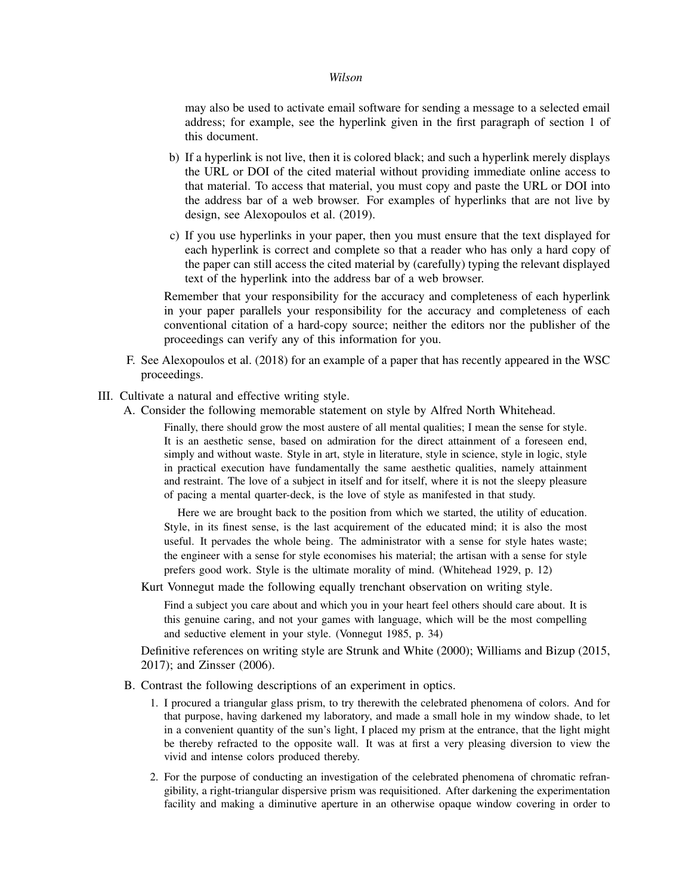may also be used to activate email software for sending a message to a selected email address; for example, see the hyperlink given in the first paragraph of section 1 of this document.

b) If a hyperlink is not live, then it is colored black; and such a hyperlink merely displays the URL or DOI of the cited material without providing immediate online access to that material. To access that material, you must copy and paste the URL or DOI into the address bar of a web browser. For examples of hyperlinks that are not live by design, see Alexopoulos et al. (2019).

c) If you use hyperlinks in your paper, then you must ensure that the text displayed for each hyperlink is correct and complete so that a reader who has only a hard copy of the paper can still access the cited material by (carefully) typing the relevant displayed text of the hyperlink into the address bar of a web browser.

Remember that your responsibility for the accuracy and completeness of each hyperlink in your paper parallels your responsibility for the accuracy and completeness of each conventional citation of a hard-copy source; neither the editors nor the publisher of the proceedings can verify any of this information for you.

F. See Alexopoulos et al. (2018) for an example of a paper that has recently appeared in the WSC proceedings.

III. Cultivate a natural and effective writing style.

A. Consider the following memorable statement on style by Alfred North Whitehead.

> Finally, there should grow the most austere of all mental qualities; I mean the sense for style. It is an aesthetic sense, based on admiration for the direct attainment of a foreseen end, simply and without waste. Style in art, style in literature, style in science, style in logic, style in practical execution have fundamentally the same aesthetic qualities, namely attainment and restraint. The love of a subject in itself and for itself, where it is not the sleepy pleasure of pacing a mental quarter-deck, is the love of style as manifested in that study.
>
> Here we are brought back to the position from which we started, the utility of education. Style, in its finest sense, is the last acquirement of the educated mind; it is also the most useful. It pervades the whole being. The administrator with a sense for style hates waste; the engineer with a sense for style economises his material; the artisan with a sense for style prefers good work. Style is the ultimate morality of mind. (Whitehead 1929, p. 12)

Kurt Vonnegut made the following equally trenchant observation on writing style.

> Find a subject you care about and which you in your heart feel others should care about. It is this genuine caring, and not your games with language, which will be the most compelling and seductive element in your style. (Vonnegut 1985, p. 34)

Definitive references on writing style are Strunk and White (2000); Williams and Bizup (2015, 2017); and Zinsser (2006).

B. Contrast the following descriptions of an experiment in optics.

1. I procured a triangular glass prism, to try therewith the celebrated phenomena of colors. And for that purpose, having darkened my laboratory, and made a small hole in my window shade, to let in a convenient quantity of the sun's light, I placed my prism at the entrance, that the light might be thereby refracted to the opposite wall. It was at first a very pleasing diversion to view the vivid and intense colors produced thereby.

2. For the purpose of conducting an investigation of the celebrated phenomena of chromatic refrangibility, a right-triangular dispersive prism was requisitioned. After darkening the experimentation facility and making a diminutive aperture in an otherwise opaque window covering in order to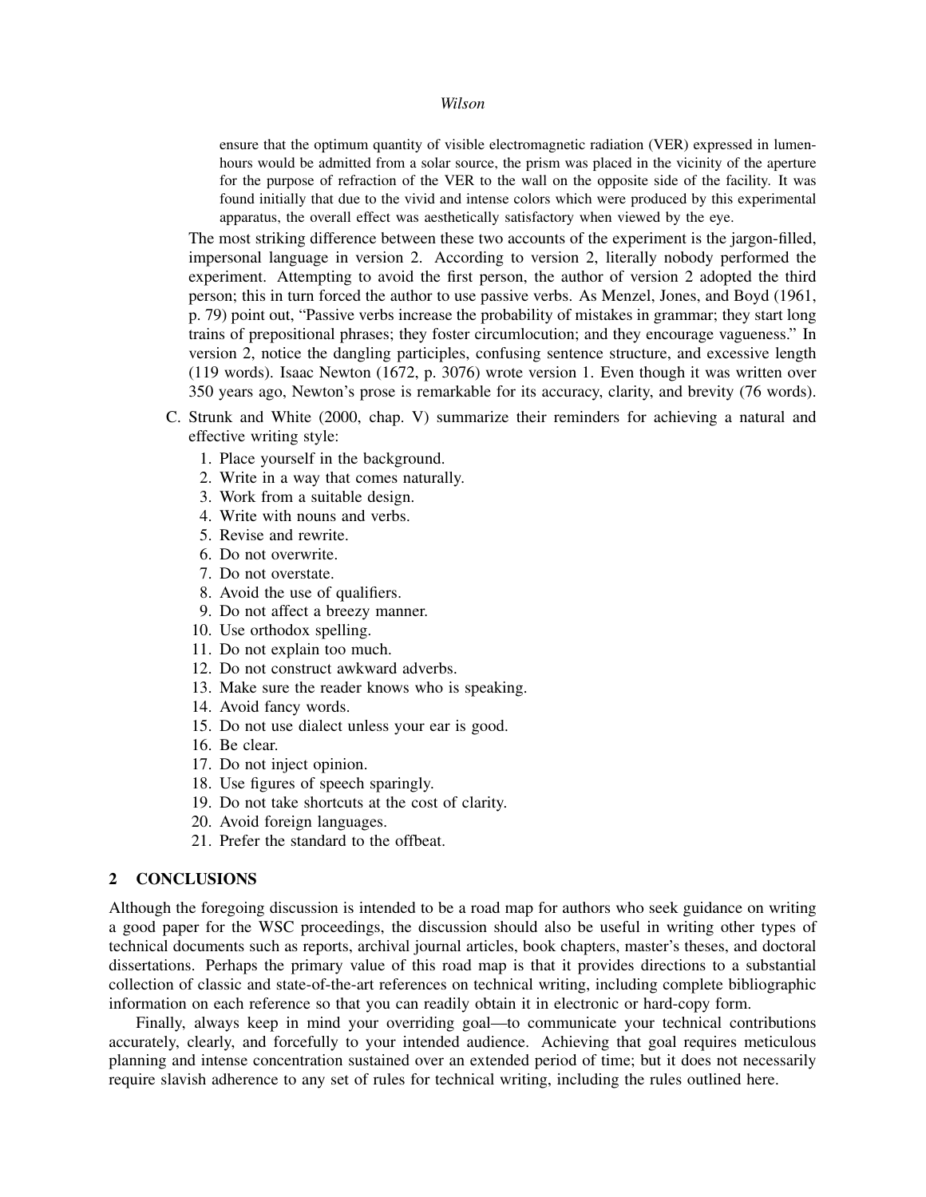> ensure that the optimum quantity of visible electromagnetic radiation (VER) expressed in lumen-hours would be admitted from a solar source, the prism was placed in the vicinity of the aperture for the purpose of refraction of the VER to the wall on the opposite side of the facility. It was found initially that due to the vivid and intense colors which were produced by this experimental apparatus, the overall effect was aesthetically satisfactory when viewed by the eye.

The most striking difference between these two accounts of the experiment is the jargon-filled, impersonal language in version 2. According to version 2, literally nobody performed the experiment. Attempting to avoid the first person, the author of version 2 adopted the third person; this in turn forced the author to use passive verbs. As Menzel, Jones, and Boyd (1961, p. 79) point out, "Passive verbs increase the probability of mistakes in grammar; they start long trains of prepositional phrases; they foster circumlocution; and they encourage vagueness." In version 2, notice the dangling participles, confusing sentence structure, and excessive length (119 words). Isaac Newton (1672, p. 3076) wrote version 1. Even though it was written over 350 years ago, Newton's prose is remarkable for its accuracy, clarity, and brevity (76 words).

C. Strunk and White (2000, chap. V) summarize their reminders for achieving a natural and effective writing style:

1. Place yourself in the background.
2. Write in a way that comes naturally.
3. Work from a suitable design.
4. Write with nouns and verbs.
5. Revise and rewrite.
6. Do not overwrite.
7. Do not overstate.
8. Avoid the use of qualifiers.
9. Do not affect a breezy manner.
10. Use orthodox spelling.
11. Do not explain too much.
12. Do not construct awkward adverbs.
13. Make sure the reader knows who is speaking.
14. Avoid fancy words.
15. Do not use dialect unless your ear is good.
16. Be clear.
17. Do not inject opinion.
18. Use figures of speech sparingly.
19. Do not take shortcuts at the cost of clarity.
20. Avoid foreign languages.
21. Prefer the standard to the offbeat.

## 2 CONCLUSIONS

Although the foregoing discussion is intended to be a road map for authors who seek guidance on writing a good paper for the WSC proceedings, the discussion should also be useful in writing other types of technical documents such as reports, archival journal articles, book chapters, master's theses, and doctoral dissertations. Perhaps the primary value of this road map is that it provides directions to a substantial collection of classic and state-of-the-art references on technical writing, including complete bibliographic information on each reference so that you can readily obtain it in electronic or hard-copy form.

Finally, always keep in mind your overriding goal—to communicate your technical contributions accurately, clearly, and forcefully to your intended audience. Achieving that goal requires meticulous planning and intense concentration sustained over an extended period of time; but it does not necessarily require slavish adherence to any set of rules for technical writing, including the rules outlined here.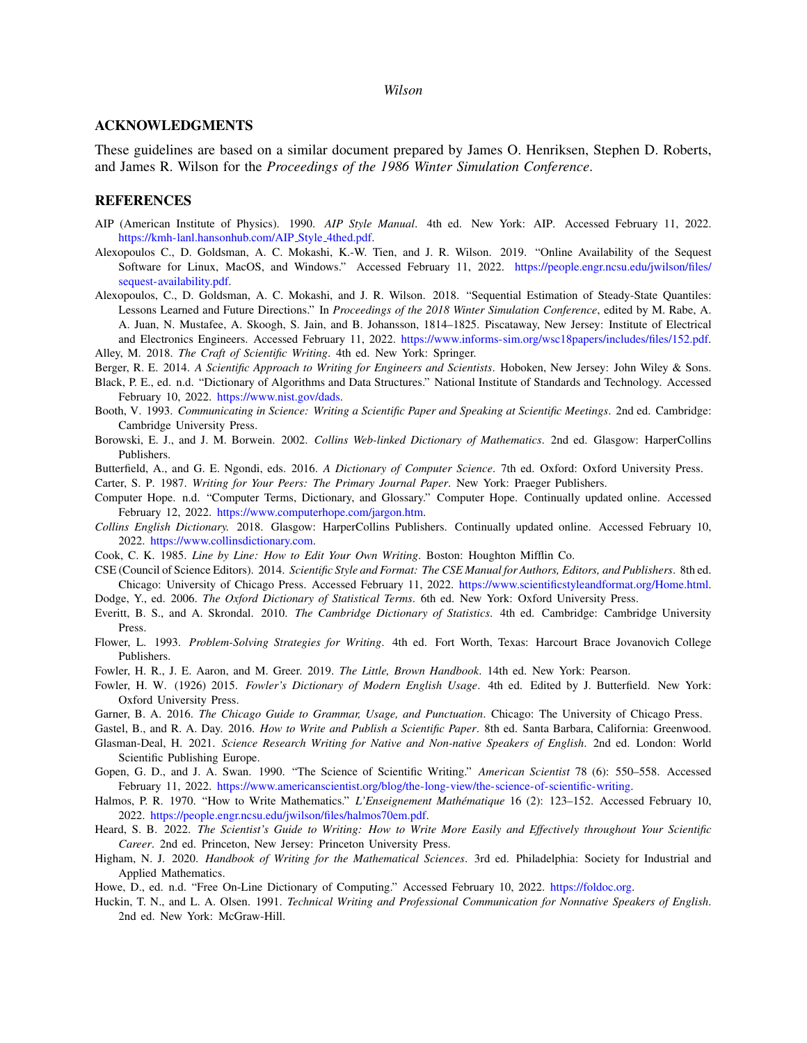## ACKNOWLEDGMENTS

These guidelines are based on a similar document prepared by James O. Henriksen, Stephen D. Roberts, and James R. Wilson for the *Proceedings of the 1986 Winter Simulation Conference*.

## REFERENCES

AIP (American Institute of Physics). 1990. *AIP Style Manual*. 4th ed. New York: AIP. Accessed February 11, 2022. https://kmh-lanl.hansonhub.com/AIP_Style_4thed.pdf.

Alexopoulos C., D. Goldsman, A. C. Mokashi, K.-W. Tien, and J. R. Wilson. 2019. "Online Availability of the Sequest Software for Linux, MacOS, and Windows." Accessed February 11, 2022. https://people.engr.ncsu.edu/jwilson/files/sequest-availability.pdf.

Alexopoulos, C., D. Goldsman, A. C. Mokashi, and J. R. Wilson. 2018. "Sequential Estimation of Steady-State Quantiles: Lessons Learned and Future Directions." In *Proceedings of the 2018 Winter Simulation Conference*, edited by M. Rabe, A. A. Juan, N. Mustafee, A. Skoogh, S. Jain, and B. Johansson, 1814–1825. Piscataway, New Jersey: Institute of Electrical and Electronics Engineers. Accessed February 11, 2022. https://www.informs-sim.org/wsc18papers/includes/files/152.pdf.

Alley, M. 2018. *The Craft of Scientific Writing*. 4th ed. New York: Springer.

Berger, R. E. 2014. *A Scientific Approach to Writing for Engineers and Scientists*. Hoboken, New Jersey: John Wiley & Sons.

Black, P. E., ed. n.d. "Dictionary of Algorithms and Data Structures." National Institute of Standards and Technology. Accessed February 10, 2022. https://www.nist.gov/dads.

Booth, V. 1993. *Communicating in Science: Writing a Scientific Paper and Speaking at Scientific Meetings*. 2nd ed. Cambridge: Cambridge University Press.

Borowski, E. J., and J. M. Borwein. 2002. *Collins Web-linked Dictionary of Mathematics*. 2nd ed. Glasgow: HarperCollins Publishers.

Butterfield, A., and G. E. Ngondi, eds. 2016. *A Dictionary of Computer Science*. 7th ed. Oxford: Oxford University Press.

Carter, S. P. 1987. *Writing for Your Peers: The Primary Journal Paper*. New York: Praeger Publishers.

Computer Hope. n.d. "Computer Terms, Dictionary, and Glossary." Computer Hope. Continually updated online. Accessed February 12, 2022. https://www.computerhope.com/jargon.htm.

*Collins English Dictionary.* 2018. Glasgow: HarperCollins Publishers. Continually updated online. Accessed February 10, 2022. https://www.collinsdictionary.com.

Cook, C. K. 1985. *Line by Line: How to Edit Your Own Writing*. Boston: Houghton Mifflin Co.

CSE (Council of Science Editors). 2014. *Scientific Style and Format: The CSE Manual for Authors, Editors, and Publishers*. 8th ed. Chicago: University of Chicago Press. Accessed February 11, 2022. https://www.scientificstyleandformat.org/Home.html.

Dodge, Y., ed. 2006. *The Oxford Dictionary of Statistical Terms*. 6th ed. New York: Oxford University Press.

Everitt, B. S., and A. Skrondal. 2010. *The Cambridge Dictionary of Statistics*. 4th ed. Cambridge: Cambridge University Press.

Flower, L. 1993. *Problem-Solving Strategies for Writing*. 4th ed. Fort Worth, Texas: Harcourt Brace Jovanovich College Publishers.

Fowler, H. R., J. E. Aaron, and M. Greer. 2019. *The Little, Brown Handbook*. 14th ed. New York: Pearson.

Fowler, H. W. (1926) 2015. *Fowler's Dictionary of Modern English Usage*. 4th ed. Edited by J. Butterfield. New York: Oxford University Press.

Garner, B. A. 2016. *The Chicago Guide to Grammar, Usage, and Punctuation*. Chicago: The University of Chicago Press.

Gastel, B., and R. A. Day. 2016. *How to Write and Publish a Scientific Paper*. 8th ed. Santa Barbara, California: Greenwood.

Glasman-Deal, H. 2021. *Science Research Writing for Native and Non-native Speakers of English*. 2nd ed. London: World Scientific Publishing Europe.

Gopen, G. D., and J. A. Swan. 1990. "The Science of Scientific Writing." *American Scientist* 78 (6): 550–558. Accessed February 11, 2022. https://www.americanscientist.org/blog/the-long-view/the-science-of-scientific-writing.

Halmos, P. R. 1970. "How to Write Mathematics." *L'Enseignement Mathématique* 16 (2): 123–152. Accessed February 10, 2022. https://people.engr.ncsu.edu/jwilson/files/halmos70em.pdf.

Heard, S. B. 2022. *The Scientist's Guide to Writing: How to Write More Easily and Effectively throughout Your Scientific Career*. 2nd ed. Princeton, New Jersey: Princeton University Press.

Higham, N. J. 2020. *Handbook of Writing for the Mathematical Sciences*. 3rd ed. Philadelphia: Society for Industrial and Applied Mathematics.

Howe, D., ed. n.d. "Free On-Line Dictionary of Computing." Accessed February 10, 2022. https://foldoc.org.

Huckin, T. N., and L. A. Olsen. 1991. *Technical Writing and Professional Communication for Nonnative Speakers of English*. 2nd ed. New York: McGraw-Hill.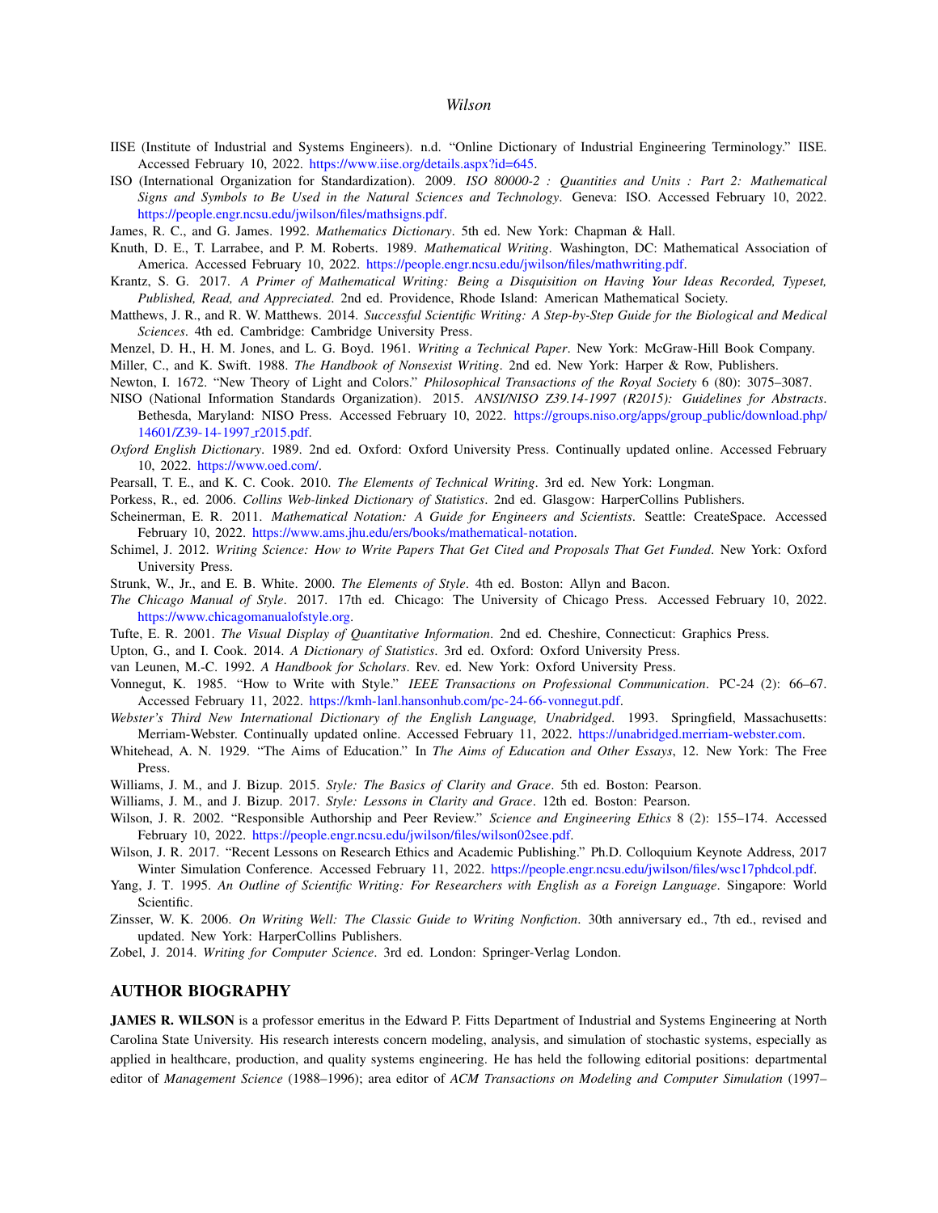IISE (Institute of Industrial and Systems Engineers). n.d. "Online Dictionary of Industrial Engineering Terminology." IISE. Accessed February 10, 2022. https://www.iise.org/details.aspx?id=645.

ISO (International Organization for Standardization). 2009. *ISO 80000-2 : Quantities and Units : Part 2: Mathematical Signs and Symbols to Be Used in the Natural Sciences and Technology*. Geneva: ISO. Accessed February 10, 2022. https://people.engr.ncsu.edu/jwilson/files/mathsigns.pdf.

James, R. C., and G. James. 1992. *Mathematics Dictionary*. 5th ed. New York: Chapman & Hall.

Knuth, D. E., T. Larrabee, and P. M. Roberts. 1989. *Mathematical Writing*. Washington, DC: Mathematical Association of America. Accessed February 10, 2022. https://people.engr.ncsu.edu/jwilson/files/mathwriting.pdf.

Krantz, S. G. 2017. *A Primer of Mathematical Writing: Being a Disquisition on Having Your Ideas Recorded, Typeset, Published, Read, and Appreciated*. 2nd ed. Providence, Rhode Island: American Mathematical Society.

Matthews, J. R., and R. W. Matthews. 2014. *Successful Scientific Writing: A Step-by-Step Guide for the Biological and Medical Sciences*. 4th ed. Cambridge: Cambridge University Press.

Menzel, D. H., H. M. Jones, and L. G. Boyd. 1961. *Writing a Technical Paper*. New York: McGraw-Hill Book Company.

Miller, C., and K. Swift. 1988. *The Handbook of Nonsexist Writing*. 2nd ed. New York: Harper & Row, Publishers.

Newton, I. 1672. "New Theory of Light and Colors." *Philosophical Transactions of the Royal Society* 6 (80): 3075–3087.

NISO (National Information Standards Organization). 2015. *ANSI/NISO Z39.14-1997 (R2015): Guidelines for Abstracts*. Bethesda, Maryland: NISO Press. Accessed February 10, 2022. https://groups.niso.org/apps/group_public/download.php/14601/Z39-14-1997_r2015.pdf.

*Oxford English Dictionary*. 1989. 2nd ed. Oxford: Oxford University Press. Continually updated online. Accessed February 10, 2022. https://www.oed.com/.

Pearsall, T. E., and K. C. Cook. 2010. *The Elements of Technical Writing*. 3rd ed. New York: Longman.

Porkess, R., ed. 2006. *Collins Web-linked Dictionary of Statistics*. 2nd ed. Glasgow: HarperCollins Publishers.

Scheinerman, E. R. 2011. *Mathematical Notation: A Guide for Engineers and Scientists*. Seattle: CreateSpace. Accessed February 10, 2022. https://www.ams.jhu.edu/ers/books/mathematical-notation.

Schimel, J. 2012. *Writing Science: How to Write Papers That Get Cited and Proposals That Get Funded*. New York: Oxford University Press.

Strunk, W., Jr., and E. B. White. 2000. *The Elements of Style*. 4th ed. Boston: Allyn and Bacon.

*The Chicago Manual of Style*. 2017. 17th ed. Chicago: The University of Chicago Press. Accessed February 10, 2022. https://www.chicagomanualofstyle.org.

Tufte, E. R. 2001. *The Visual Display of Quantitative Information*. 2nd ed. Cheshire, Connecticut: Graphics Press.

Upton, G., and I. Cook. 2014. *A Dictionary of Statistics*. 3rd ed. Oxford: Oxford University Press.

van Leunen, M.-C. 1992. *A Handbook for Scholars*. Rev. ed. New York: Oxford University Press.

Vonnegut, K. 1985. "How to Write with Style." *IEEE Transactions on Professional Communication*. PC-24 (2): 66–67. Accessed February 11, 2022. https://kmh-lanl.hansonhub.com/pc-24-66-vonnegut.pdf.

*Webster's Third New International Dictionary of the English Language, Unabridged*. 1993. Springfield, Massachusetts: Merriam-Webster. Continually updated online. Accessed February 11, 2022. https://unabridged.merriam-webster.com.

Whitehead, A. N. 1929. "The Aims of Education." In *The Aims of Education and Other Essays*, 12. New York: The Free Press.

Williams, J. M., and J. Bizup. 2015. *Style: The Basics of Clarity and Grace*. 5th ed. Boston: Pearson.

Williams, J. M., and J. Bizup. 2017. *Style: Lessons in Clarity and Grace*. 12th ed. Boston: Pearson.

Wilson, J. R. 2002. "Responsible Authorship and Peer Review." *Science and Engineering Ethics* 8 (2): 155–174. Accessed February 10, 2022. https://people.engr.ncsu.edu/jwilson/files/wilson02see.pdf.

Wilson, J. R. 2017. "Recent Lessons on Research Ethics and Academic Publishing." Ph.D. Colloquium Keynote Address, 2017 Winter Simulation Conference. Accessed February 11, 2022. https://people.engr.ncsu.edu/jwilson/files/wsc17phdcol.pdf.

Yang, J. T. 1995. *An Outline of Scientific Writing: For Researchers with English as a Foreign Language*. Singapore: World Scientific.

Zinsser, W. K. 2006. *On Writing Well: The Classic Guide to Writing Nonfiction*. 30th anniversary ed., 7th ed., revised and updated. New York: HarperCollins Publishers.

Zobel, J. 2014. *Writing for Computer Science*. 3rd ed. London: Springer-Verlag London.

## AUTHOR BIOGRAPHY

**JAMES R. WILSON** is a professor emeritus in the Edward P. Fitts Department of Industrial and Systems Engineering at North Carolina State University. His research interests concern modeling, analysis, and simulation of stochastic systems, especially as applied in healthcare, production, and quality systems engineering. He has held the following editorial positions: departmental editor of *Management Science* (1988–1996); area editor of *ACM Transactions on Modeling and Computer Simulation* (1997–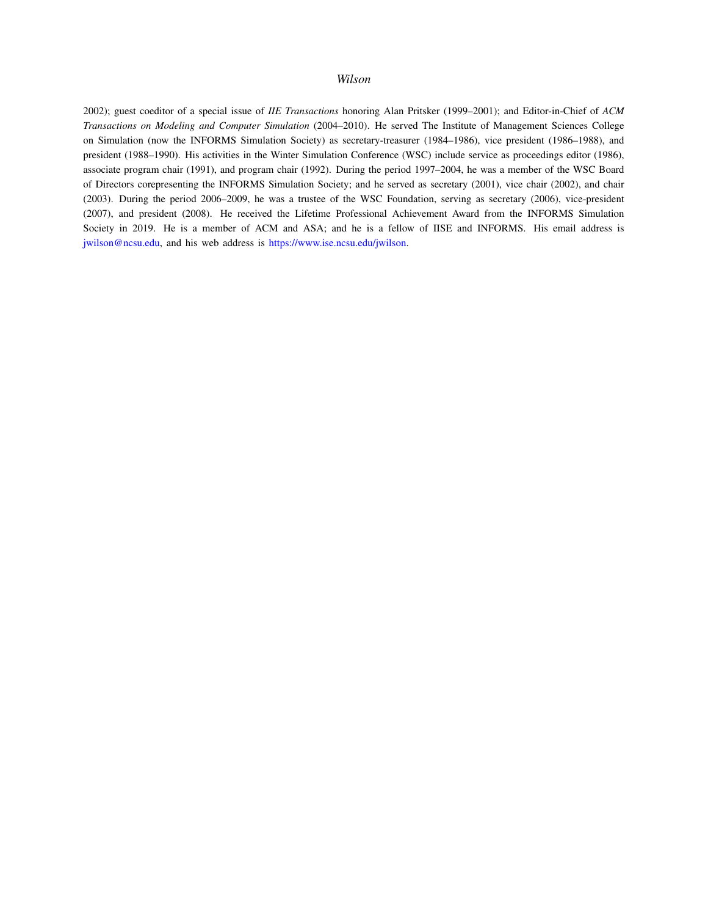2002); guest coeditor of a special issue of *IIE Transactions* honoring Alan Pritsker (1999–2001); and Editor-in-Chief of *ACM Transactions on Modeling and Computer Simulation* (2004–2010). He served The Institute of Management Sciences College on Simulation (now the INFORMS Simulation Society) as secretary-treasurer (1984–1986), vice president (1986–1988), and president (1988–1990). His activities in the Winter Simulation Conference (WSC) include service as proceedings editor (1986), associate program chair (1991), and program chair (1992). During the period 1997–2004, he was a member of the WSC Board of Directors corepresenting the INFORMS Simulation Society; and he served as secretary (2001), vice chair (2002), and chair (2003). During the period 2006–2009, he was a trustee of the WSC Foundation, serving as secretary (2006), vice-president (2007), and president (2008). He received the Lifetime Professional Achievement Award from the INFORMS Simulation Society in 2019. He is a member of ACM and ASA; and he is a fellow of IISE and INFORMS. His email address is jwilson@ncsu.edu, and his web address is https://www.ise.ncsu.edu/jwilson.